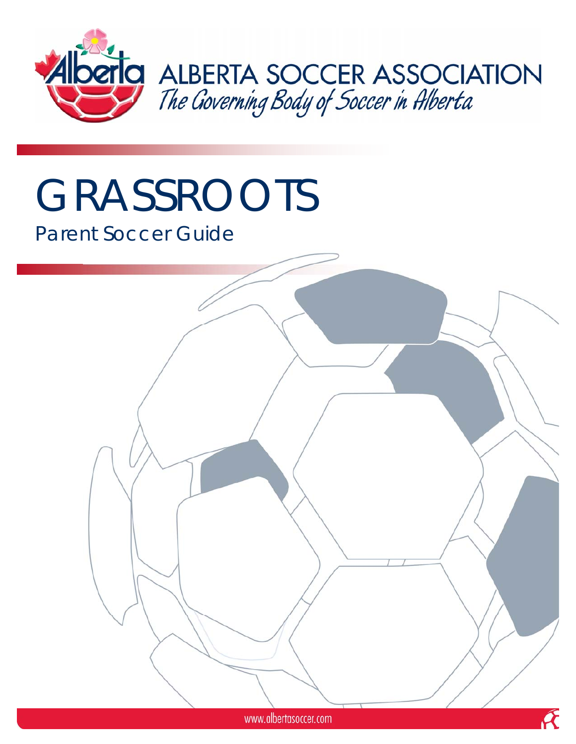ALBERTA SOCCER ASSOCIATION

*The Governing Body of Soccer in Alberta*

# GRASSROOTS

## Parent Soccer Guide

www.albertasoccer.com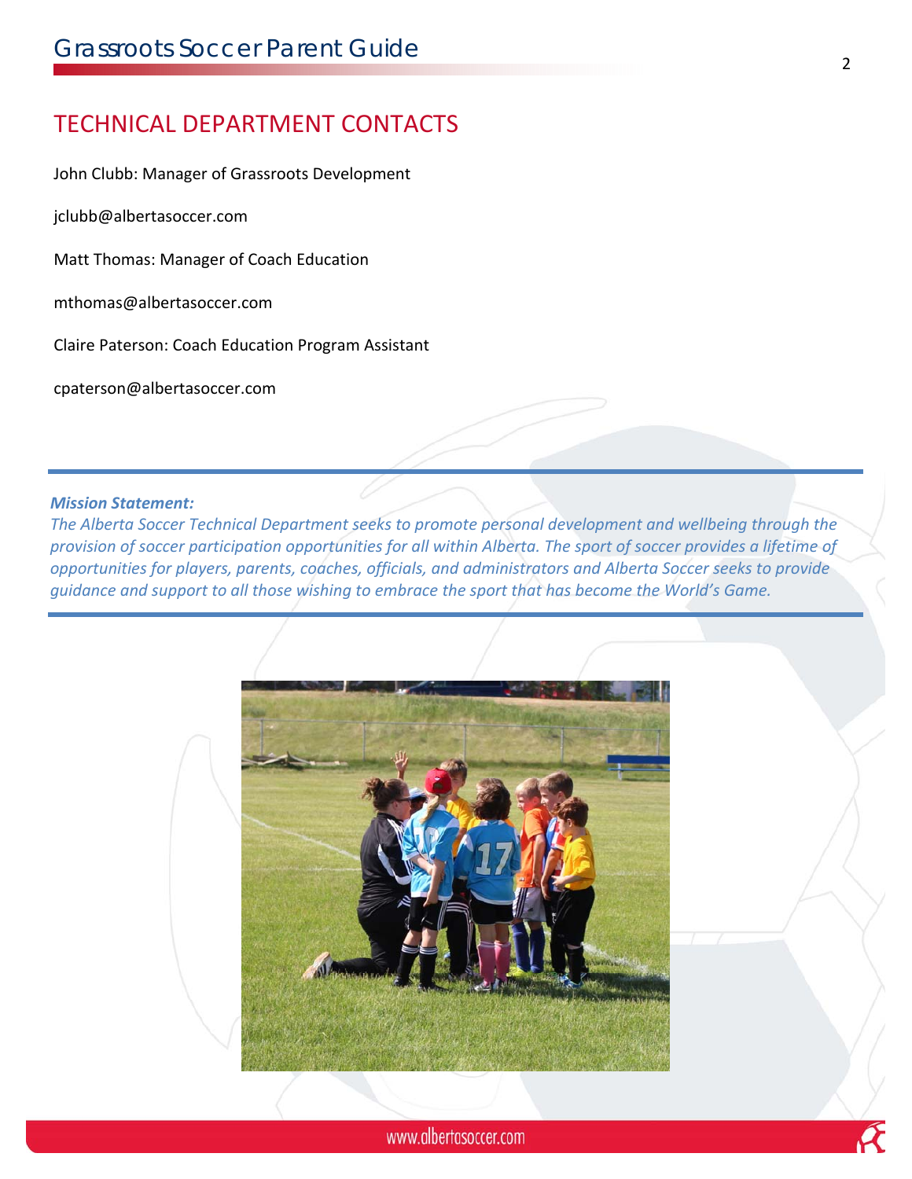## TECHNICAL DEPARTMENT CONTACTS

John Clubb: Manager of Grassroots Development

jclubb@albertasoccer.com

Matt Thomas: Manager of Coach Education

mthomas@albertasoccer.com

Claire Paterson: Coach Education Program Assistant

cpaterson@albertasoccer.com

---

***Mission Statement:***

*The Alberta Soccer Technical Department seeks to promote personal development and wellbeing through the provision of soccer participation opportunities for all within Alberta. The sport of soccer provides a lifetime of opportunities for players, parents, coaches, officials, and administrators and Alberta Soccer seeks to provide guidance and support to all those wishing to embrace the sport that has become the World's Game.*

---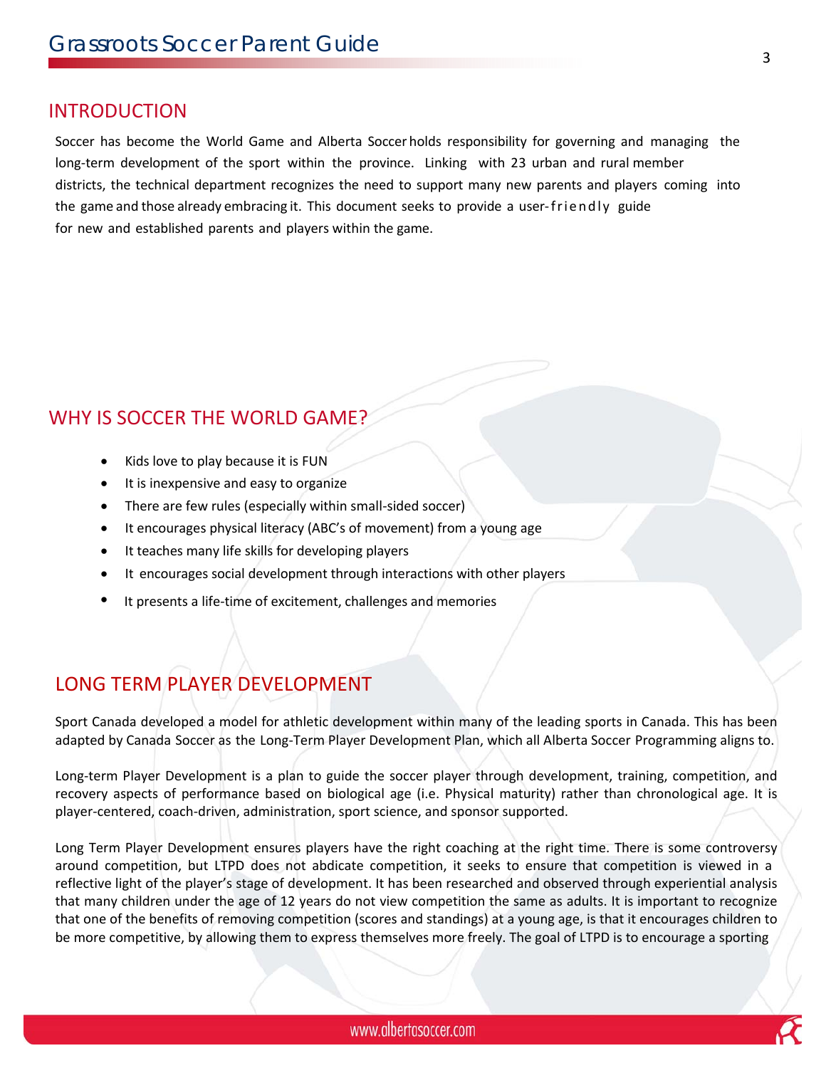## INTRODUCTION

Soccer has become the World Game and Alberta Soccer holds responsibility for governing and managing the long-term development of the sport within the province. Linking with 23 urban and rural member districts, the technical department recognizes the need to support many new parents and players coming into the game and those already embracing it. This document seeks to provide a user-friendly guide for new and established parents and players within the game.

## WHY IS SOCCER THE WORLD GAME?

- Kids love to play because it is FUN
- It is inexpensive and easy to organize
- There are few rules (especially within small-sided soccer)
- It encourages physical literacy (ABC's of movement) from a young age
- It teaches many life skills for developing players
- It encourages social development through interactions with other players
- It presents a life-time of excitement, challenges and memories

## LONG TERM PLAYER DEVELOPMENT

Sport Canada developed a model for athletic development within many of the leading sports in Canada. This has been adapted by Canada Soccer as the Long-Term Player Development Plan, which all Alberta Soccer Programming aligns to.

Long-term Player Development is a plan to guide the soccer player through development, training, competition, and recovery aspects of performance based on biological age (i.e. Physical maturity) rather than chronological age. It is player-centered, coach-driven, administration, sport science, and sponsor supported.

Long Term Player Development ensures players have the right coaching at the right time. There is some controversy around competition, but LTPD does not abdicate competition, it seeks to ensure that competition is viewed in a reflective light of the player's stage of development. It has been researched and observed through experiential analysis that many children under the age of 12 years do not view competition the same as adults. It is important to recognize that one of the benefits of removing competition (scores and standings) at a young age, is that it encourages children to be more competitive, by allowing them to express themselves more freely. The goal of LTPD is to encourage a sporting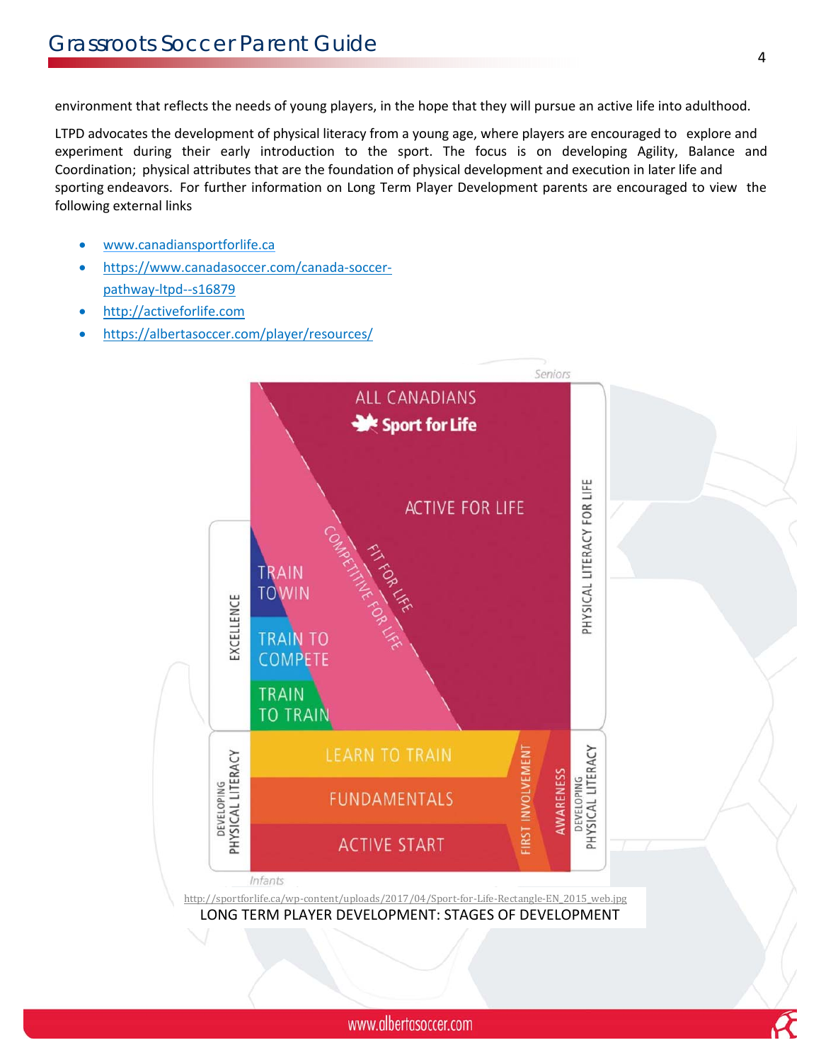environment that reflects the needs of young players, in the hope that they will pursue an active life into adulthood.

LTPD advocates the development of physical literacy from a young age, where players are encouraged to explore and experiment during their early introduction to the sport. The focus is on developing Agility, Balance and Coordination; physical attributes that are the foundation of physical development and execution in later life and sporting endeavors. For further information on Long Term Player Development parents are encouraged to view the following external links

- www.canadiansportforlife.ca
- https://www.canadasoccer.com/canada-soccer-pathway-ltpd--s16879
- http://activeforlife.com
- https://albertasoccer.com/player/resources/

Seniors

ALL CANADIANS
Sport for Life

ACTIVE FOR LIFE

COMPETITIVE FOR LIFE

FIT FOR LIFE

EXCELLENCE

TRAIN TO WIN

TRAIN TO COMPETE

TRAIN TO TRAIN

PHYSICAL LITERACY FOR LIFE

DEVELOPING PHYSICAL LITERACY

LEARN TO TRAIN

FUNDAMENTALS

ACTIVE START

FIRST INVOLVEMENT

AWARENESS

DEVELOPING PHYSICAL LITERACY

Infants

http://sportforlife.ca/wp-content/uploads/2017/04/Sport-for-Life-Rectangle-EN_2015_web.jpg

LONG TERM PLAYER DEVELOPMENT: STAGES OF DEVELOPMENT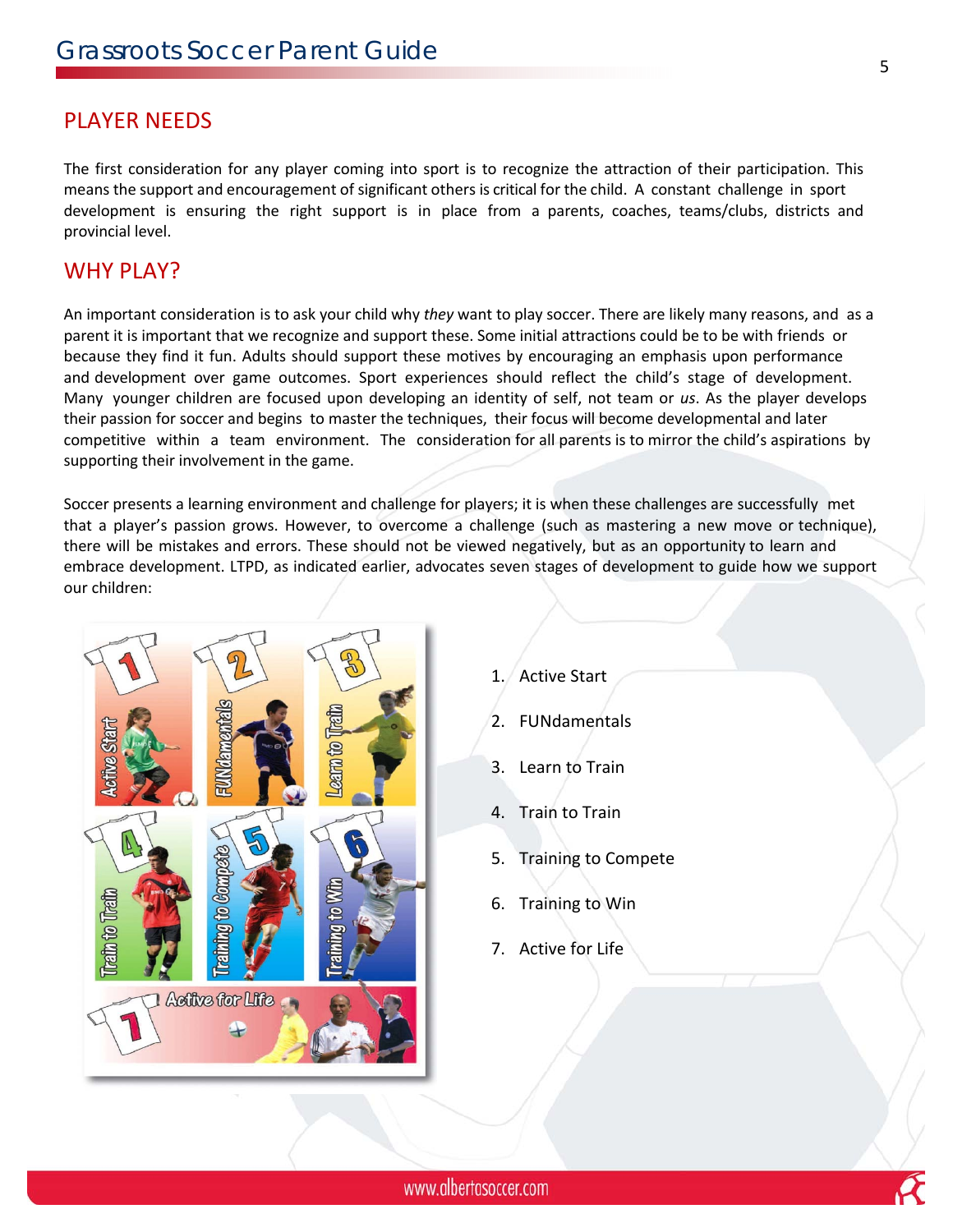## PLAYER NEEDS

The first consideration for any player coming into sport is to recognize the attraction of their participation. This means the support and encouragement of significant others is critical for the child. A constant challenge in sport development is ensuring the right support is in place from a parents, coaches, teams/clubs, districts and provincial level.

## WHY PLAY?

An important consideration is to ask your child why *they* want to play soccer. There are likely many reasons, and as a parent it is important that we recognize and support these. Some initial attractions could be to be with friends or because they find it fun. Adults should support these motives by encouraging an emphasis upon performance and development over game outcomes. Sport experiences should reflect the child's stage of development. Many younger children are focused upon developing an identity of self, not team or *us*. As the player develops their passion for soccer and begins to master the techniques, their focus will become developmental and later competitive within a team environment. The consideration for all parents is to mirror the child's aspirations by supporting their involvement in the game.

Soccer presents a learning environment and challenge for players; it is when these challenges are successfully met that a player's passion grows. However, to overcome a challenge (such as mastering a new move or technique), there will be mistakes and errors. These should not be viewed negatively, but as an opportunity to learn and embrace development. LTPD, as indicated earlier, advocates seven stages of development to guide how we support our children:

1. Active Start
2. FUNdamentals
3. Learn to Train
4. Train to Train
5. Training to Compete
6. Training to Win
7. Active for Life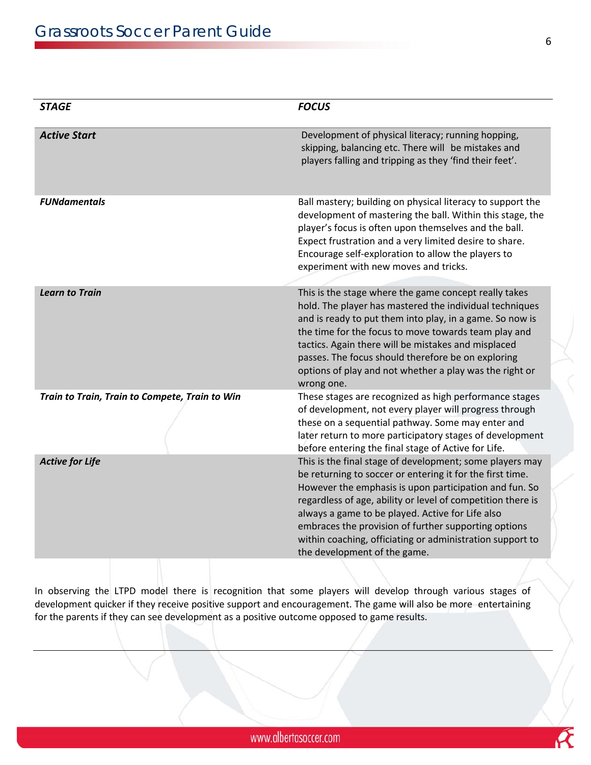| *STAGE* | *FOCUS* |
|---|---|
| ***Active Start*** | Development of physical literacy; running hopping, skipping, balancing etc. There will be mistakes and players falling and tripping as they 'find their feet'. |
| ***FUNdamentals*** | Ball mastery; building on physical literacy to support the development of mastering the ball. Within this stage, the player's focus is often upon themselves and the ball. Expect frustration and a very limited desire to share. Encourage self-exploration to allow the players to experiment with new moves and tricks. |
| ***Learn to Train*** | This is the stage where the game concept really takes hold. The player has mastered the individual techniques and is ready to put them into play, in a game. So now is the time for the focus to move towards team play and tactics. Again there will be mistakes and misplaced passes. The focus should therefore be on exploring options of play and not whether a play was the right or wrong one. |
| ***Train to Train, Train to Compete, Train to Win*** | These stages are recognized as high performance stages of development, not every player will progress through these on a sequential pathway. Some may enter and later return to more participatory stages of development before entering the final stage of Active for Life. |
| ***Active for Life*** | This is the final stage of development; some players may be returning to soccer or entering it for the first time. However the emphasis is upon participation and fun. So regardless of age, ability or level of competition there is always a game to be played. Active for Life also embraces the provision of further supporting options within coaching, officiating or administration support to the development of the game. |

In observing the LTPD model there is recognition that some players will develop through various stages of development quicker if they receive positive support and encouragement. The game will also be more entertaining for the parents if they can see development as a positive outcome opposed to game results.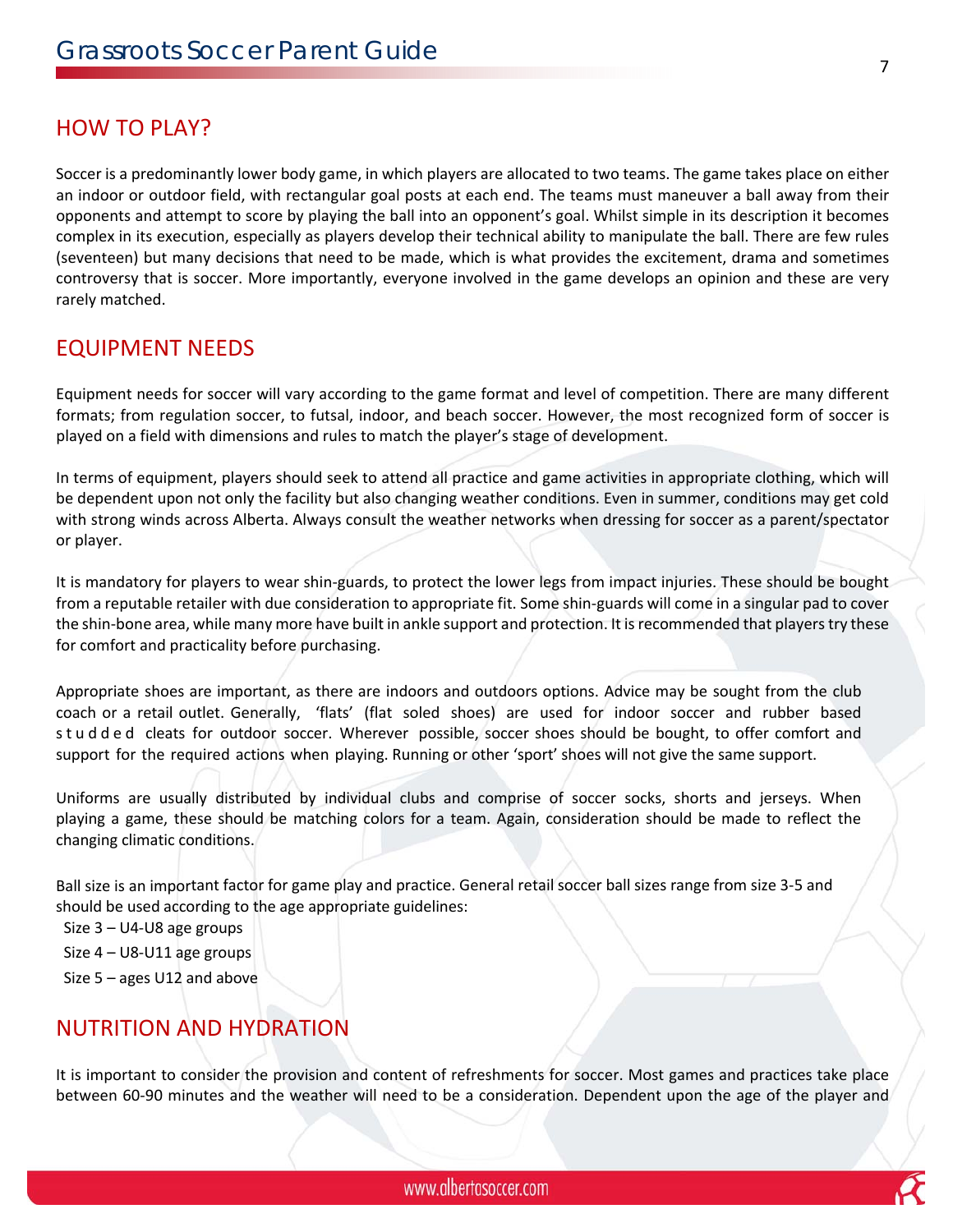## HOW TO PLAY?

Soccer is a predominantly lower body game, in which players are allocated to two teams. The game takes place on either an indoor or outdoor field, with rectangular goal posts at each end. The teams must maneuver a ball away from their opponents and attempt to score by playing the ball into an opponent's goal. Whilst simple in its description it becomes complex in its execution, especially as players develop their technical ability to manipulate the ball. There are few rules (seventeen) but many decisions that need to be made, which is what provides the excitement, drama and sometimes controversy that is soccer. More importantly, everyone involved in the game develops an opinion and these are very rarely matched.

## EQUIPMENT NEEDS

Equipment needs for soccer will vary according to the game format and level of competition. There are many different formats; from regulation soccer, to futsal, indoor, and beach soccer. However, the most recognized form of soccer is played on a field with dimensions and rules to match the player's stage of development.

In terms of equipment, players should seek to attend all practice and game activities in appropriate clothing, which will be dependent upon not only the facility but also changing weather conditions. Even in summer, conditions may get cold with strong winds across Alberta. Always consult the weather networks when dressing for soccer as a parent/spectator or player.

It is mandatory for players to wear shin-guards, to protect the lower legs from impact injuries. These should be bought from a reputable retailer with due consideration to appropriate fit. Some shin-guards will come in a singular pad to cover the shin-bone area, while many more have built in ankle support and protection. It is recommended that players try these for comfort and practicality before purchasing.

Appropriate shoes are important, as there are indoors and outdoors options. Advice may be sought from the club coach or a retail outlet. Generally, 'flats' (flat soled shoes) are used for indoor soccer and rubber based studded cleats for outdoor soccer. Wherever possible, soccer shoes should be bought, to offer comfort and support for the required actions when playing. Running or other 'sport' shoes will not give the same support.

Uniforms are usually distributed by individual clubs and comprise of soccer socks, shorts and jerseys. When playing a game, these should be matching colors for a team. Again, consideration should be made to reflect the changing climatic conditions.

Ball size is an important factor for game play and practice. General retail soccer ball sizes range from size 3-5 and should be used according to the age appropriate guidelines:

- Size 3 – U4-U8 age groups
- Size 4 – U8-U11 age groups
- Size 5 – ages U12 and above

## NUTRITION AND HYDRATION

It is important to consider the provision and content of refreshments for soccer. Most games and practices take place between 60-90 minutes and the weather will need to be a consideration. Dependent upon the age of the player and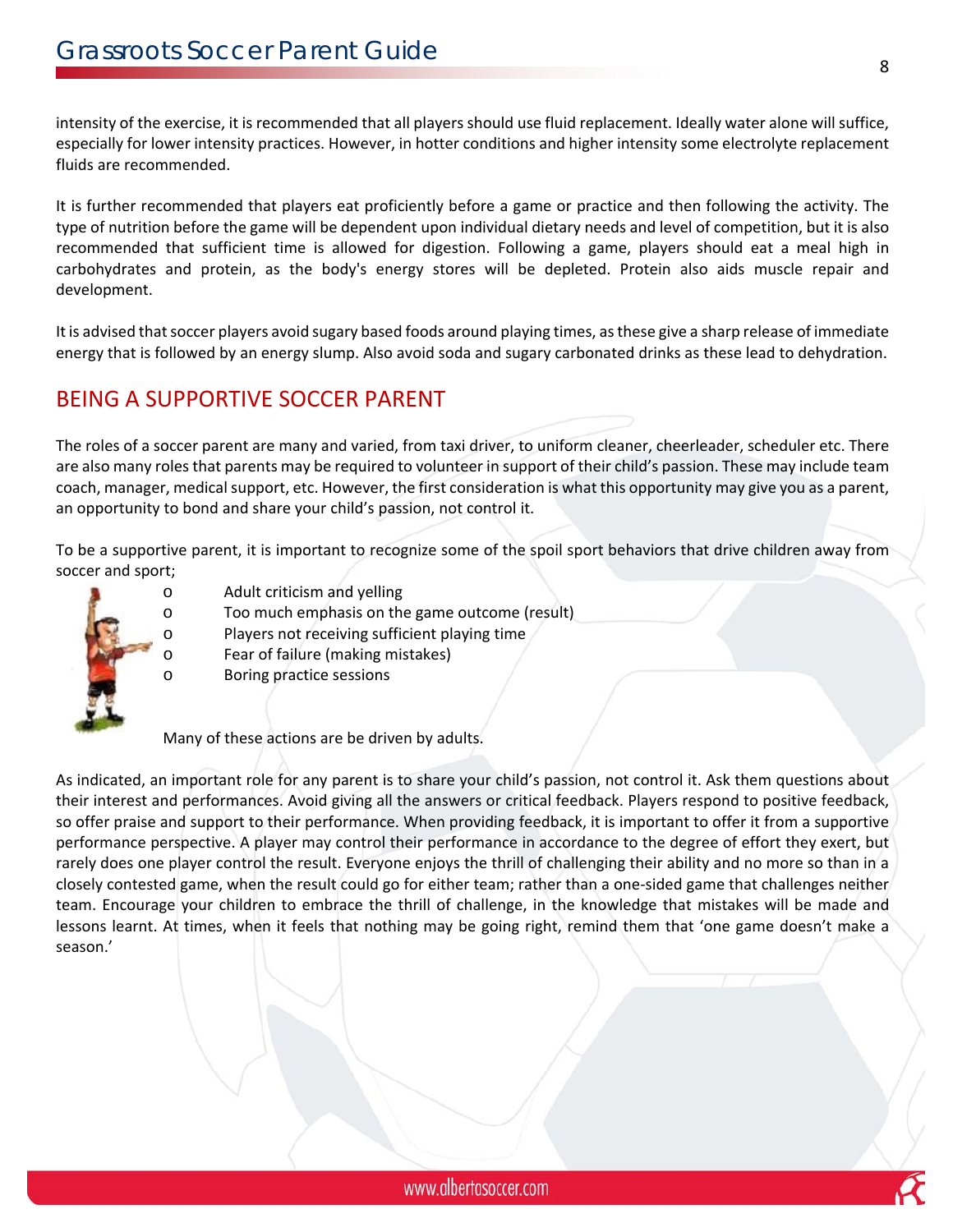intensity of the exercise, it is recommended that all players should use fluid replacement. Ideally water alone will suffice, especially for lower intensity practices. However, in hotter conditions and higher intensity some electrolyte replacement fluids are recommended.

It is further recommended that players eat proficiently before a game or practice and then following the activity. The type of nutrition before the game will be dependent upon individual dietary needs and level of competition, but it is also recommended that sufficient time is allowed for digestion. Following a game, players should eat a meal high in carbohydrates and protein, as the body's energy stores will be depleted. Protein also aids muscle repair and development.

It is advised that soccer players avoid sugary based foods around playing times, as these give a sharp release of immediate energy that is followed by an energy slump. Also avoid soda and sugary carbonated drinks as these lead to dehydration.

## BEING A SUPPORTIVE SOCCER PARENT

The roles of a soccer parent are many and varied, from taxi driver, to uniform cleaner, cheerleader, scheduler etc. There are also many roles that parents may be required to volunteer in support of their child's passion. These may include team coach, manager, medical support, etc. However, the first consideration is what this opportunity may give you as a parent, an opportunity to bond and share your child's passion, not control it.

To be a supportive parent, it is important to recognize some of the spoil sport behaviors that drive children away from soccer and sport;

- Adult criticism and yelling
- Too much emphasis on the game outcome (result)
- Players not receiving sufficient playing time
- Fear of failure (making mistakes)
- Boring practice sessions

Many of these actions are be driven by adults.

As indicated, an important role for any parent is to share your child's passion, not control it. Ask them questions about their interest and performances. Avoid giving all the answers or critical feedback. Players respond to positive feedback, so offer praise and support to their performance. When providing feedback, it is important to offer it from a supportive performance perspective. A player may control their performance in accordance to the degree of effort they exert, but rarely does one player control the result. Everyone enjoys the thrill of challenging their ability and no more so than in a closely contested game, when the result could go for either team; rather than a one-sided game that challenges neither team. Encourage your children to embrace the thrill of challenge, in the knowledge that mistakes will be made and lessons learnt. At times, when it feels that nothing may be going right, remind them that 'one game doesn't make a season.'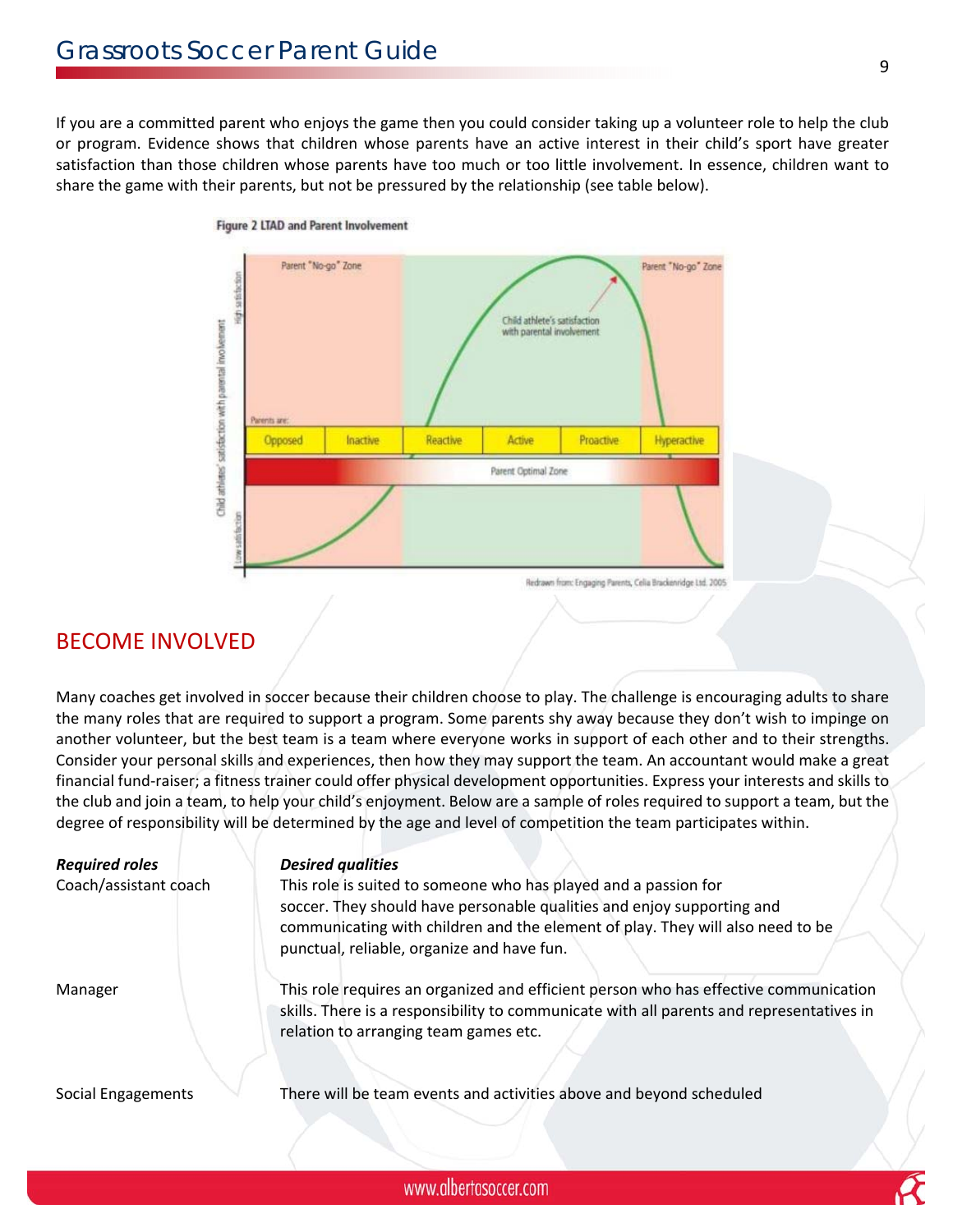If you are a committed parent who enjoys the game then you could consider taking up a volunteer role to help the club or program. Evidence shows that children whose parents have an active interest in their child's sport have greater satisfaction than those children whose parents have too much or too little involvement. In essence, children want to share the game with their parents, but not be pressured by the relationship (see table below).

**Figure 2 LTAD and Parent Involvement**

Parent "No-go" Zone

Parent "No-go" Zone

Child athlete's satisfaction with parental involvement

Parents are:

| Opposed | Inactive | Reactive | Active | Proactive | Hyperactive |
|---|---|---|---|---|---|

Parent Optimal Zone

Child athletes' satisfaction with parental involvement (High satisfaction / Low satisfaction)

Redrawn from: Engaging Parents, Celia Brackenridge Ltd. 2005

## BECOME INVOLVED

Many coaches get involved in soccer because their children choose to play. The challenge is encouraging adults to share the many roles that are required to support a program. Some parents shy away because they don't wish to impinge on another volunteer, but the best team is a team where everyone works in support of each other and to their strengths. Consider your personal skills and experiences, then how they may support the team. An accountant would make a great financial fund-raiser; a fitness trainer could offer physical development opportunities. Express your interests and skills to the club and join a team, to help your child's enjoyment. Below are a sample of roles required to support a team, but the degree of responsibility will be determined by the age and level of competition the team participates within.

| ***Required roles*** | ***Desired qualities*** |
|---|---|
| Coach/assistant coach | This role is suited to someone who has played and a passion for soccer. They should have personable qualities and enjoy supporting and communicating with children and the element of play. They will also need to be punctual, reliable, organize and have fun. |
| Manager | This role requires an organized and efficient person who has effective communication skills. There is a responsibility to communicate with all parents and representatives in relation to arranging team games etc. |
| Social Engagements | There will be team events and activities above and beyond scheduled |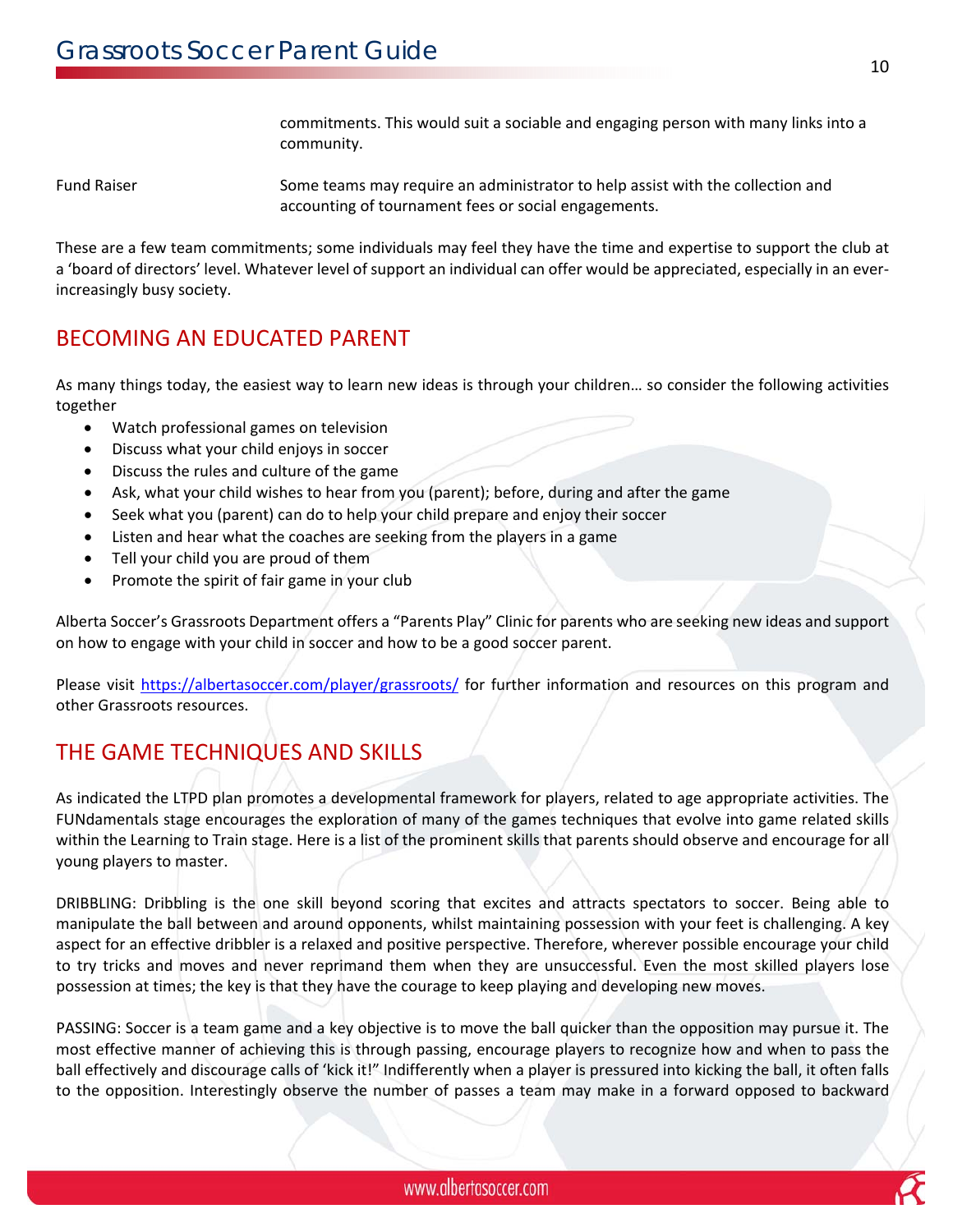| | |
|---|---|
| | commitments. This would suit a sociable and engaging person with many links into a community. |
| Fund Raiser | Some teams may require an administrator to help assist with the collection and accounting of tournament fees or social engagements. |

These are a few team commitments; some individuals may feel they have the time and expertise to support the club at a 'board of directors' level. Whatever level of support an individual can offer would be appreciated, especially in an ever-increasingly busy society.

## BECOMING AN EDUCATED PARENT

As many things today, the easiest way to learn new ideas is through your children… so consider the following activities together

- Watch professional games on television
- Discuss what your child enjoys in soccer
- Discuss the rules and culture of the game
- Ask, what your child wishes to hear from you (parent); before, during and after the game
- Seek what you (parent) can do to help your child prepare and enjoy their soccer
- Listen and hear what the coaches are seeking from the players in a game
- Tell your child you are proud of them
- Promote the spirit of fair game in your club

Alberta Soccer's Grassroots Department offers a "Parents Play" Clinic for parents who are seeking new ideas and support on how to engage with your child in soccer and how to be a good soccer parent.

Please visit https://albertasoccer.com/player/grassroots/ for further information and resources on this program and other Grassroots resources.

## THE GAME TECHNIQUES AND SKILLS

As indicated the LTPD plan promotes a developmental framework for players, related to age appropriate activities. The FUNdamentals stage encourages the exploration of many of the games techniques that evolve into game related skills within the Learning to Train stage. Here is a list of the prominent skills that parents should observe and encourage for all young players to master.

DRIBBLING: Dribbling is the one skill beyond scoring that excites and attracts spectators to soccer. Being able to manipulate the ball between and around opponents, whilst maintaining possession with your feet is challenging. A key aspect for an effective dribbler is a relaxed and positive perspective. Therefore, wherever possible encourage your child to try tricks and moves and never reprimand them when they are unsuccessful. Even the most skilled players lose possession at times; the key is that they have the courage to keep playing and developing new moves.

PASSING: Soccer is a team game and a key objective is to move the ball quicker than the opposition may pursue it. The most effective manner of achieving this is through passing, encourage players to recognize how and when to pass the ball effectively and discourage calls of 'kick it!" Indifferently when a player is pressured into kicking the ball, it often falls to the opposition. Interestingly observe the number of passes a team may make in a forward opposed to backward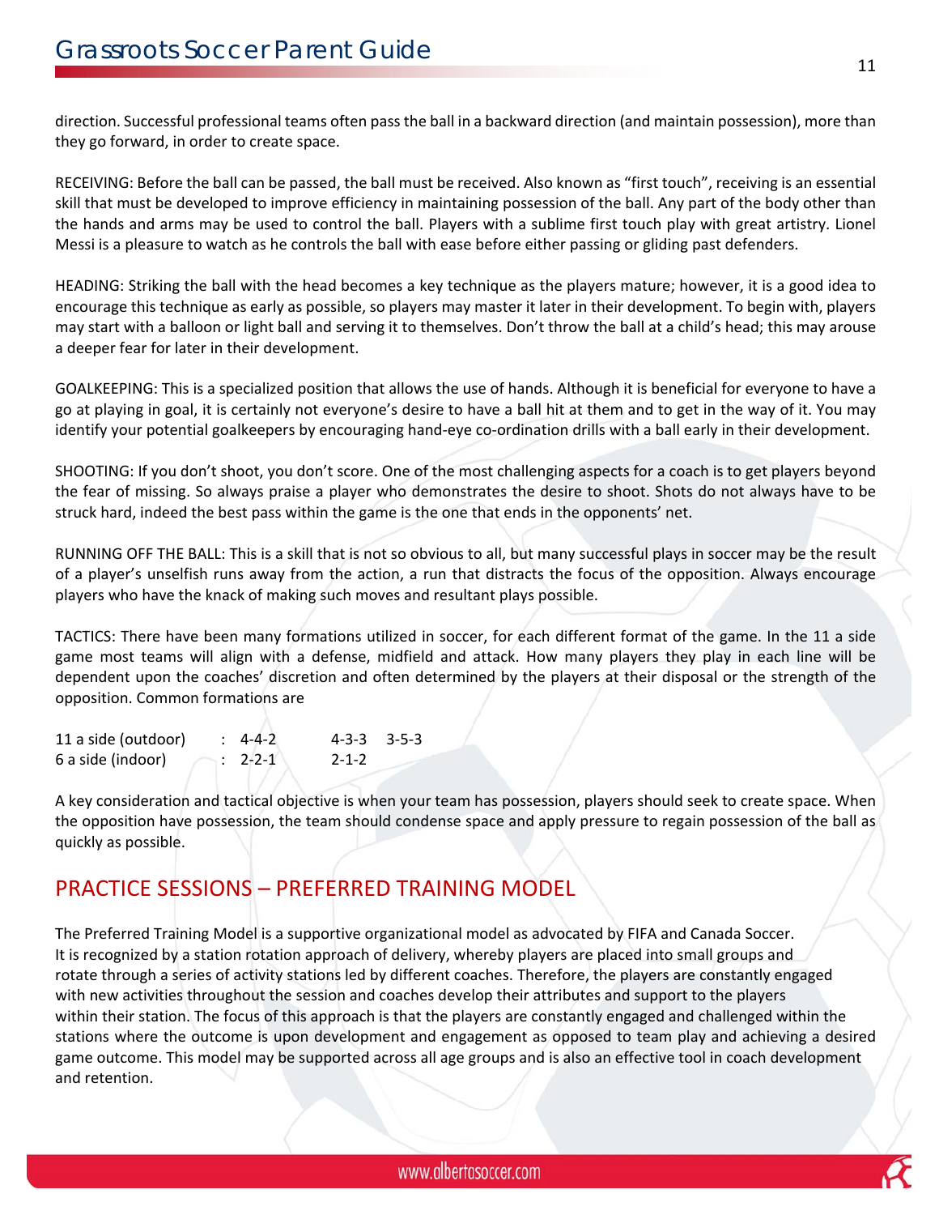direction. Successful professional teams often pass the ball in a backward direction (and maintain possession), more than they go forward, in order to create space.

RECEIVING: Before the ball can be passed, the ball must be received. Also known as “first touch”, receiving is an essential skill that must be developed to improve efficiency in maintaining possession of the ball. Any part of the body other than the hands and arms may be used to control the ball. Players with a sublime first touch play with great artistry. Lionel Messi is a pleasure to watch as he controls the ball with ease before either passing or gliding past defenders.

HEADING: Striking the ball with the head becomes a key technique as the players mature; however, it is a good idea to encourage this technique as early as possible, so players may master it later in their development. To begin with, players may start with a balloon or light ball and serving it to themselves. Don’t throw the ball at a child’s head; this may arouse a deeper fear for later in their development.

GOALKEEPING: This is a specialized position that allows the use of hands. Although it is beneficial for everyone to have a go at playing in goal, it is certainly not everyone’s desire to have a ball hit at them and to get in the way of it. You may identify your potential goalkeepers by encouraging hand-eye co-ordination drills with a ball early in their development.

SHOOTING: If you don’t shoot, you don’t score. One of the most challenging aspects for a coach is to get players beyond the fear of missing. So always praise a player who demonstrates the desire to shoot. Shots do not always have to be struck hard, indeed the best pass within the game is the one that ends in the opponents’ net.

RUNNING OFF THE BALL: This is a skill that is not so obvious to all, but many successful plays in soccer may be the result of a player’s unselfish runs away from the action, a run that distracts the focus of the opposition. Always encourage players who have the knack of making such moves and resultant plays possible.

TACTICS: There have been many formations utilized in soccer, for each different format of the game. In the 11 a side game most teams will align with a defense, midfield and attack. How many players they play in each line will be dependent upon the coaches’ discretion and often determined by the players at their disposal or the strength of the opposition. Common formations are

| | | | |
|---|---|---|---|
| 11 a side (outdoor) | : 4-4-2 | 4-3-3 | 3-5-3 |
| 6 a side (indoor) | : 2-2-1 | 2-1-2 | |

A key consideration and tactical objective is when your team has possession, players should seek to create space. When the opposition have possession, the team should condense space and apply pressure to regain possession of the ball as quickly as possible.

## PRACTICE SESSIONS – PREFERRED TRAINING MODEL

The Preferred Training Model is a supportive organizational model as advocated by FIFA and Canada Soccer. It is recognized by a station rotation approach of delivery, whereby players are placed into small groups and rotate through a series of activity stations led by different coaches. Therefore, the players are constantly engaged with new activities throughout the session and coaches develop their attributes and support to the players within their station. The focus of this approach is that the players are constantly engaged and challenged within the stations where the outcome is upon development and engagement as opposed to team play and achieving a desired game outcome. This model may be supported across all age groups and is also an effective tool in coach development and retention.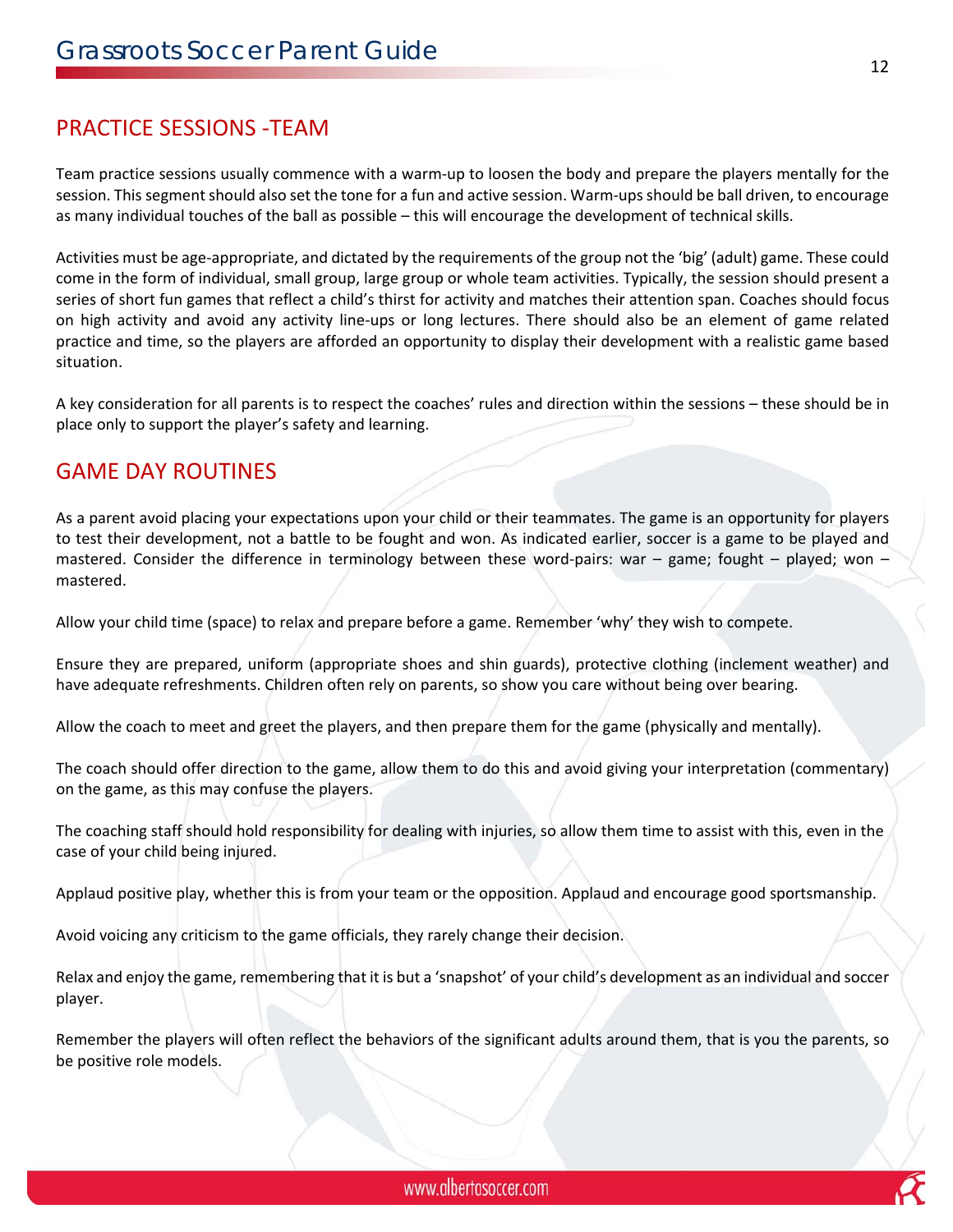## PRACTICE SESSIONS -TEAM

Team practice sessions usually commence with a warm-up to loosen the body and prepare the players mentally for the session. This segment should also set the tone for a fun and active session. Warm-ups should be ball driven, to encourage as many individual touches of the ball as possible – this will encourage the development of technical skills.

Activities must be age-appropriate, and dictated by the requirements of the group not the 'big' (adult) game. These could come in the form of individual, small group, large group or whole team activities. Typically, the session should present a series of short fun games that reflect a child's thirst for activity and matches their attention span. Coaches should focus on high activity and avoid any activity line-ups or long lectures. There should also be an element of game related practice and time, so the players are afforded an opportunity to display their development with a realistic game based situation.

A key consideration for all parents is to respect the coaches' rules and direction within the sessions – these should be in place only to support the player's safety and learning.

## GAME DAY ROUTINES

As a parent avoid placing your expectations upon your child or their teammates. The game is an opportunity for players to test their development, not a battle to be fought and won. As indicated earlier, soccer is a game to be played and mastered. Consider the difference in terminology between these word-pairs: war – game; fought – played; won – mastered.

Allow your child time (space) to relax and prepare before a game. Remember 'why' they wish to compete.

Ensure they are prepared, uniform (appropriate shoes and shin guards), protective clothing (inclement weather) and have adequate refreshments. Children often rely on parents, so show you care without being over bearing.

Allow the coach to meet and greet the players, and then prepare them for the game (physically and mentally).

The coach should offer direction to the game, allow them to do this and avoid giving your interpretation (commentary) on the game, as this may confuse the players.

The coaching staff should hold responsibility for dealing with injuries, so allow them time to assist with this, even in the case of your child being injured.

Applaud positive play, whether this is from your team or the opposition. Applaud and encourage good sportsmanship.

Avoid voicing any criticism to the game officials, they rarely change their decision.

Relax and enjoy the game, remembering that it is but a 'snapshot' of your child's development as an individual and soccer player.

Remember the players will often reflect the behaviors of the significant adults around them, that is you the parents, so be positive role models.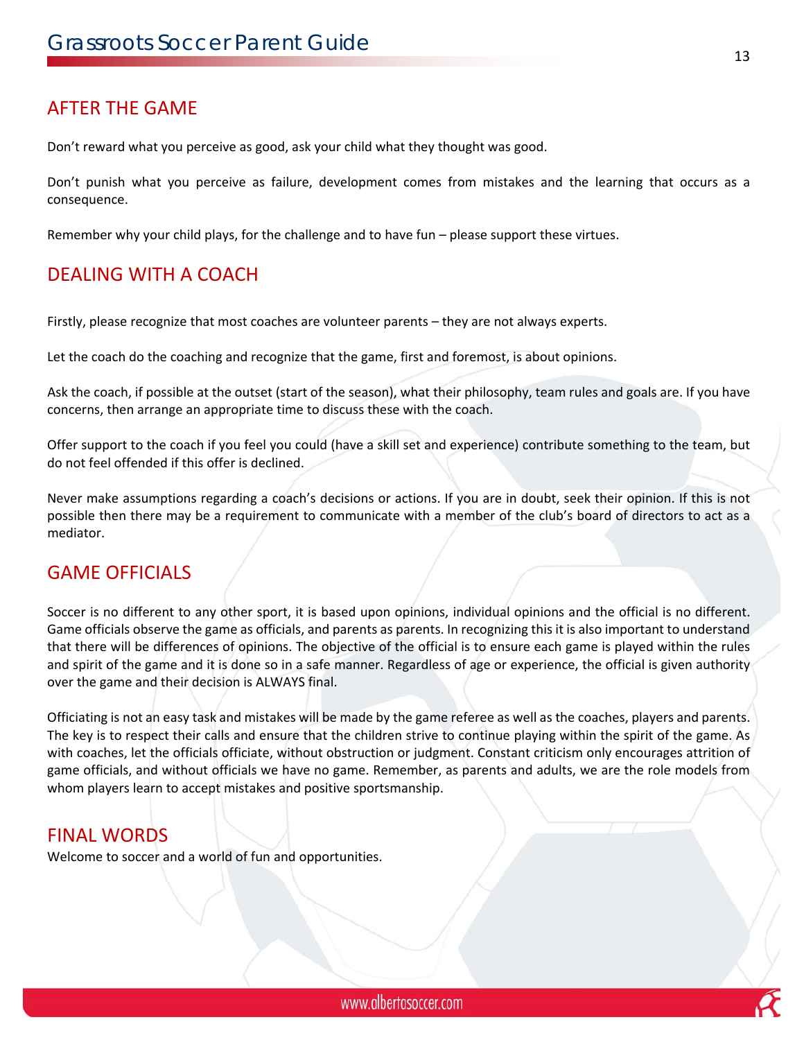## AFTER THE GAME

Don't reward what you perceive as good, ask your child what they thought was good.

Don't punish what you perceive as failure, development comes from mistakes and the learning that occurs as a consequence.

Remember why your child plays, for the challenge and to have fun – please support these virtues.

## DEALING WITH A COACH

Firstly, please recognize that most coaches are volunteer parents – they are not always experts.

Let the coach do the coaching and recognize that the game, first and foremost, is about opinions.

Ask the coach, if possible at the outset (start of the season), what their philosophy, team rules and goals are. If you have concerns, then arrange an appropriate time to discuss these with the coach.

Offer support to the coach if you feel you could (have a skill set and experience) contribute something to the team, but do not feel offended if this offer is declined.

Never make assumptions regarding a coach's decisions or actions. If you are in doubt, seek their opinion. If this is not possible then there may be a requirement to communicate with a member of the club's board of directors to act as a mediator.

## GAME OFFICIALS

Soccer is no different to any other sport, it is based upon opinions, individual opinions and the official is no different. Game officials observe the game as officials, and parents as parents. In recognizing this it is also important to understand that there will be differences of opinions. The objective of the official is to ensure each game is played within the rules and spirit of the game and it is done so in a safe manner. Regardless of age or experience, the official is given authority over the game and their decision is ALWAYS final.

Officiating is not an easy task and mistakes will be made by the game referee as well as the coaches, players and parents. The key is to respect their calls and ensure that the children strive to continue playing within the spirit of the game. As with coaches, let the officials officiate, without obstruction or judgment. Constant criticism only encourages attrition of game officials, and without officials we have no game. Remember, as parents and adults, we are the role models from whom players learn to accept mistakes and positive sportsmanship.

## FINAL WORDS

Welcome to soccer and a world of fun and opportunities.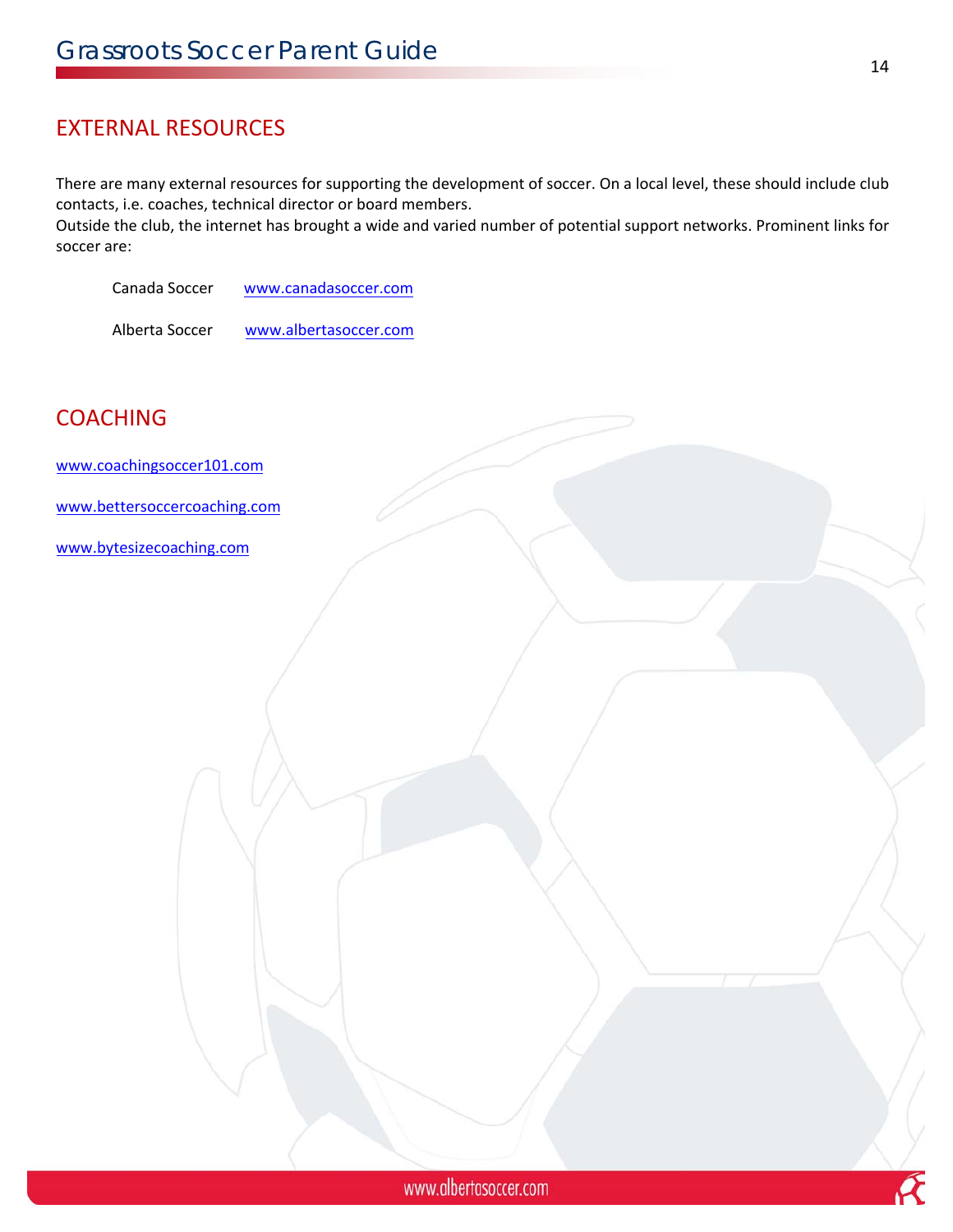## EXTERNAL RESOURCES

There are many external resources for supporting the development of soccer. On a local level, these should include club contacts, i.e. coaches, technical director or board members.
Outside the club, the internet has brought a wide and varied number of potential support networks. Prominent links for soccer are:

Canada Soccer www.canadasoccer.com

Alberta Soccer www.albertasoccer.com

## COACHING

www.coachingsoccer101.com

www.bettersoccercoaching.com

www.bytesizecoaching.com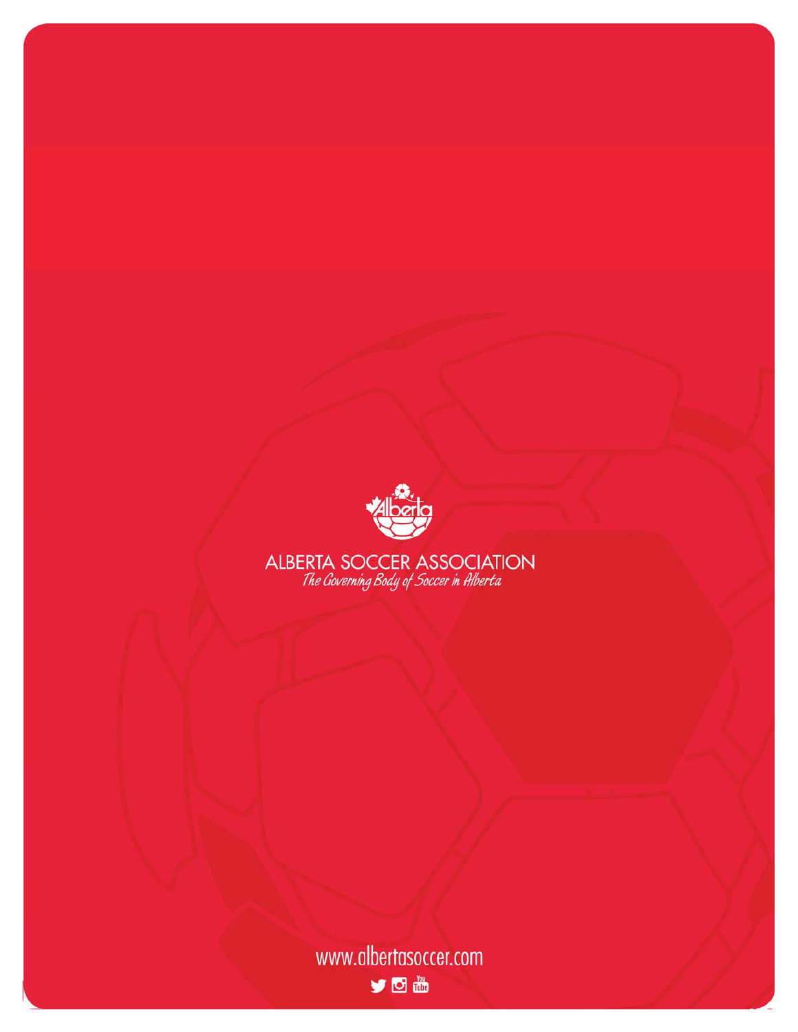ALBERTA SOCCER ASSOCIATION

*The Governing Body of Soccer in Alberta*

www.albertasoccer.com